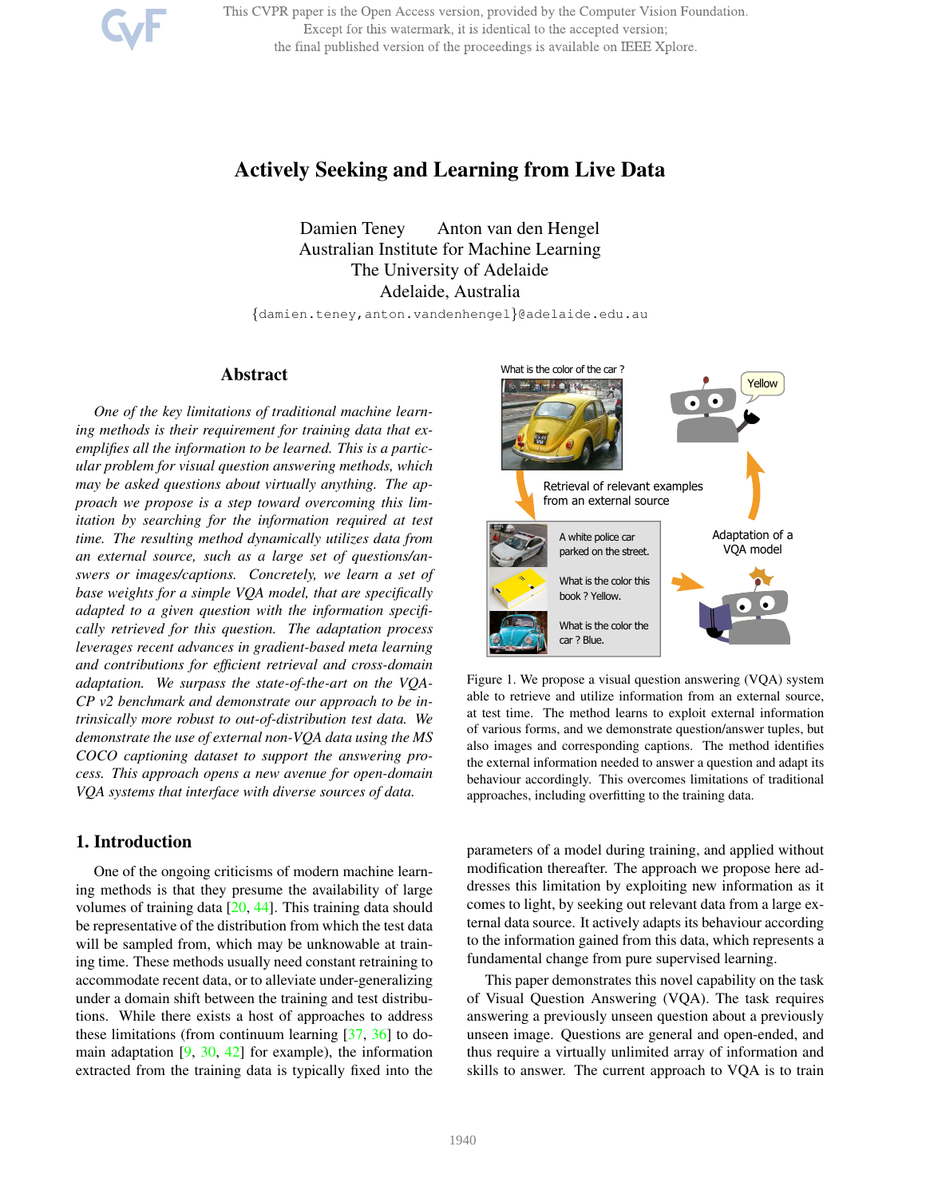# Actively Seeking and Learning from Live Data

Damien Teney    Anton van den Hengel
Australian Institute for Machine Learning
The University of Adelaide
Adelaide, Australia

{damien.teney,anton.vandenhengel}@adelaide.edu.au

## Abstract

*One of the key limitations of traditional machine learning methods is their requirement for training data that exemplifies all the information to be learned. This is a particular problem for visual question answering methods, which may be asked questions about virtually anything. The approach we propose is a step toward overcoming this limitation by searching for the information required at test time. The resulting method dynamically utilizes data from an external source, such as a large set of questions/answers or images/captions. Concretely, we learn a set of base weights for a simple VQA model, that are specifically adapted to a given question with the information specifically retrieved for this question. The adaptation process leverages recent advances in gradient-based meta learning and contributions for efficient retrieval and cross-domain adaptation. We surpass the state-of-the-art on the VQA-CP v2 benchmark and demonstrate our approach to be intrinsically more robust to out-of-distribution test data. We demonstrate the use of external non-VQA data using the MS COCO captioning dataset to support the answering process. This approach opens a new avenue for open-domain VQA systems that interface with diverse sources of data.*

Figure 1. We propose a visual question answering (VQA) system able to retrieve and utilize information from an external source, at test time. The method learns to exploit external information of various forms, and we demonstrate question/answer tuples, but also images and corresponding captions. The method identifies the external information needed to answer a question and adapt its behaviour accordingly. This overcomes limitations of traditional approaches, including overfitting to the training data.

## 1. Introduction

One of the ongoing criticisms of modern machine learning methods is that they presume the availability of large volumes of training data [20, 44]. This training data should be representative of the distribution from which the test data will be sampled from, which may be unknowable at training time. These methods usually need constant retraining to accommodate recent data, or to alleviate under-generalizing under a domain shift between the training and test distributions. While there exists a host of approaches to address these limitations (from continuum learning [37, 36] to domain adaptation [9, 30, 42] for example), the information extracted from the training data is typically fixed into the parameters of a model during training, and applied without modification thereafter. The approach we propose here addresses this limitation by exploiting new information as it comes to light, by seeking out relevant data from a large external data source. It actively adapts its behaviour according to the information gained from this data, which represents a fundamental change from pure supervised learning.

This paper demonstrates this novel capability on the task of Visual Question Answering (VQA). The task requires answering a previously unseen question about a previously unseen image. Questions are general and open-ended, and thus require a virtually unlimited array of information and skills to answer. The current approach to VQA is to train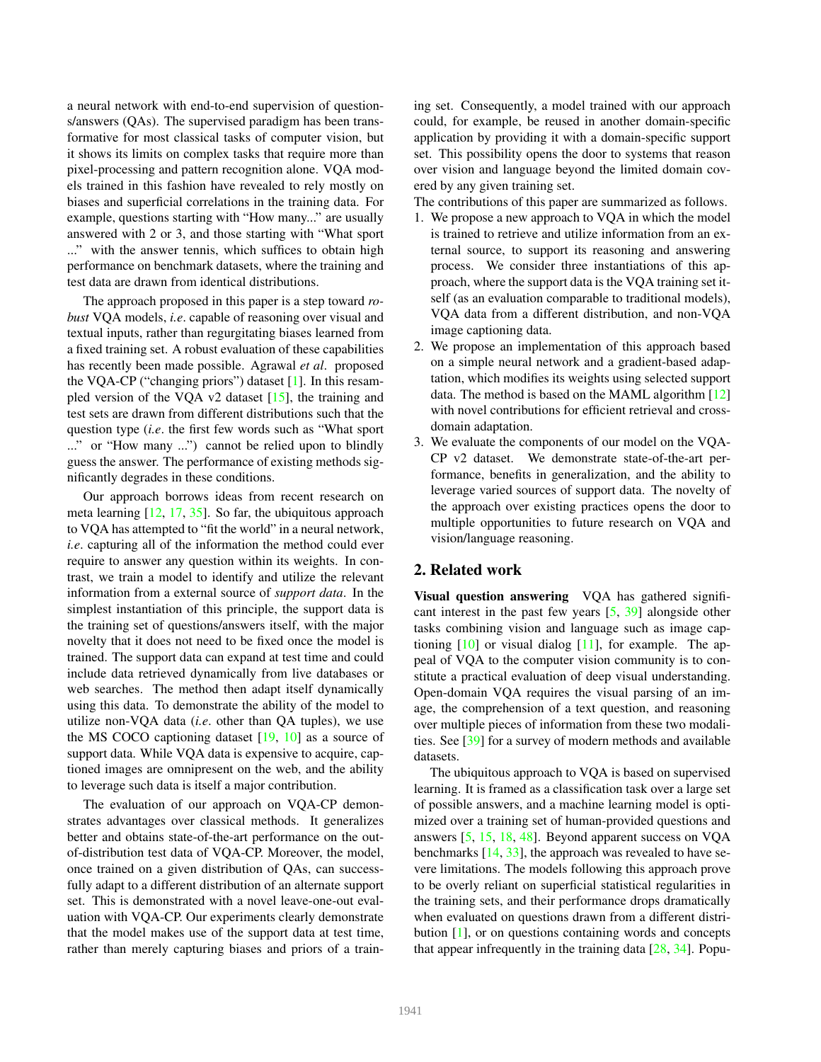a neural network with end-to-end supervision of questions/answers (QAs). The supervised paradigm has been transformative for most classical tasks of computer vision, but it shows its limits on complex tasks that require more than pixel-processing and pattern recognition alone. VQA models trained in this fashion have revealed to rely mostly on biases and superficial correlations in the training data. For example, questions starting with "How many..." are usually answered with 2 or 3, and those starting with "What sport ..." with the answer tennis, which suffices to obtain high performance on benchmark datasets, where the training and test data are drawn from identical distributions.

The approach proposed in this paper is a step toward *robust* VQA models, *i.e*. capable of reasoning over visual and textual inputs, rather than regurgitating biases learned from a fixed training set. A robust evaluation of these capabilities has recently been made possible. Agrawal *et al*. proposed the VQA-CP ("changing priors") dataset [1]. In this resampled version of the VQA v2 dataset [15], the training and test sets are drawn from different distributions such that the question type (*i.e*. the first few words such as "What sport ..." or "How many ...") cannot be relied upon to blindly guess the answer. The performance of existing methods significantly degrades in these conditions.

Our approach borrows ideas from recent research on meta learning [12, 17, 35]. So far, the ubiquitous approach to VQA has attempted to "fit the world" in a neural network, *i.e*. capturing all of the information the method could ever require to answer any question within its weights. In contrast, we train a model to identify and utilize the relevant information from a external source of *support data*. In the simplest instantiation of this principle, the support data is the training set of questions/answers itself, with the major novelty that it does not need to be fixed once the model is trained. The support data can expand at test time and could include data retrieved dynamically from live databases or web searches. The method then adapt itself dynamically using this data. To demonstrate the ability of the model to utilize non-VQA data (*i.e*. other than QA tuples), we use the MS COCO captioning dataset [19, 10] as a source of support data. While VQA data is expensive to acquire, captioned images are omnipresent on the web, and the ability to leverage such data is itself a major contribution.

The evaluation of our approach on VQA-CP demonstrates advantages over classical methods. It generalizes better and obtains state-of-the-art performance on the out-of-distribution test data of VQA-CP. Moreover, the model, once trained on a given distribution of QAs, can successfully adapt to a different distribution of an alternate support set. This is demonstrated with a novel leave-one-out evaluation with VQA-CP. Our experiments clearly demonstrate that the model makes use of the support data at test time, rather than merely capturing biases and priors of a training set. Consequently, a model trained with our approach could, for example, be reused in another domain-specific application by providing it with a domain-specific support set. This possibility opens the door to systems that reason over vision and language beyond the limited domain covered by any given training set.

The contributions of this paper are summarized as follows.

1. We propose a new approach to VQA in which the model is trained to retrieve and utilize information from an external source, to support its reasoning and answering process. We consider three instantiations of this approach, where the support data is the VQA training set itself (as an evaluation comparable to traditional models), VQA data from a different distribution, and non-VQA image captioning data.
2. We propose an implementation of this approach based on a simple neural network and a gradient-based adaptation, which modifies its weights using selected support data. The method is based on the MAML algorithm [12] with novel contributions for efficient retrieval and cross-domain adaptation.
3. We evaluate the components of our model on the VQA-CP v2 dataset. We demonstrate state-of-the-art performance, benefits in generalization, and the ability to leverage varied sources of support data. The novelty of the approach over existing practices opens the door to multiple opportunities to future research on VQA and vision/language reasoning.

## 2. Related work

**Visual question answering** VQA has gathered significant interest in the past few years [5, 39] alongside other tasks combining vision and language such as image captioning [10] or visual dialog [11], for example. The appeal of VQA to the computer vision community is to constitute a practical evaluation of deep visual understanding. Open-domain VQA requires the visual parsing of an image, the comprehension of a text question, and reasoning over multiple pieces of information from these two modalities. See [39] for a survey of modern methods and available datasets.

The ubiquitous approach to VQA is based on supervised learning. It is framed as a classification task over a large set of possible answers, and a machine learning model is optimized over a training set of human-provided questions and answers [5, 15, 18, 48]. Beyond apparent success on VQA benchmarks [14, 33], the approach was revealed to have severe limitations. The models following this approach prove to be overly reliant on superficial statistical regularities in the training sets, and their performance drops dramatically when evaluated on questions drawn from a different distribution [1], or on questions containing words and concepts that appear infrequently in the training data [28, 34]. Popu-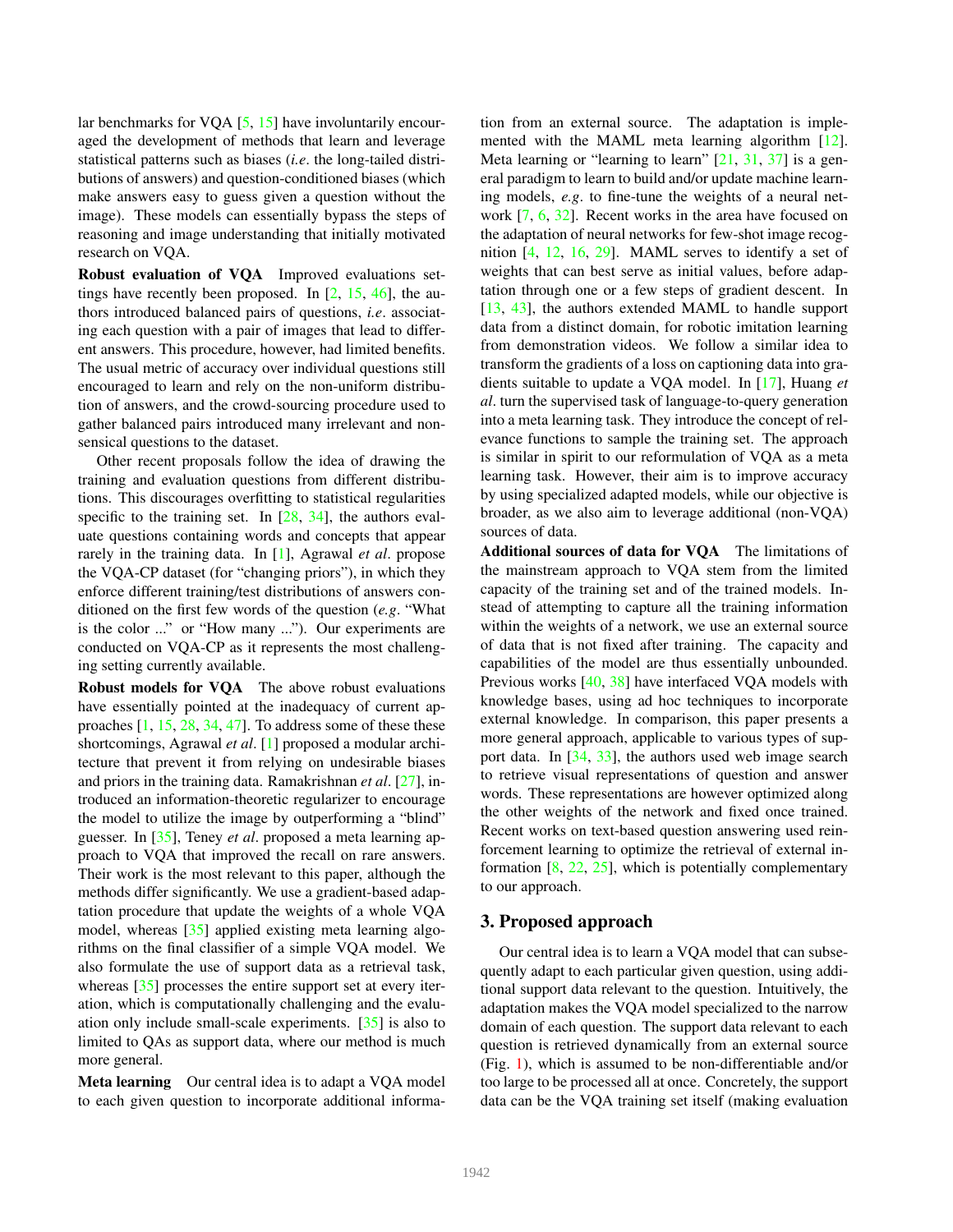lar benchmarks for VQA [5, 15] have involuntarily encouraged the development of methods that learn and leverage statistical patterns such as biases (*i.e*. the long-tailed distributions of answers) and question-conditioned biases (which make answers easy to guess given a question without the image). These models can essentially bypass the steps of reasoning and image understanding that initially motivated research on VQA.

**Robust evaluation of VQA** Improved evaluations settings have recently been proposed. In [2, 15, 46], the authors introduced balanced pairs of questions, *i.e*. associating each question with a pair of images that lead to different answers. This procedure, however, had limited benefits. The usual metric of accuracy over individual questions still encouraged to learn and rely on the non-uniform distribution of answers, and the crowd-sourcing procedure used to gather balanced pairs introduced many irrelevant and nonsensical questions to the dataset.

Other recent proposals follow the idea of drawing the training and evaluation questions from different distributions. This discourages overfitting to statistical regularities specific to the training set. In [28, 34], the authors evaluate questions containing words and concepts that appear rarely in the training data. In [1], Agrawal *et al*. propose the VQA-CP dataset (for "changing priors"), in which they enforce different training/test distributions of answers conditioned on the first few words of the question (*e.g*. "What is the color ..." or "How many ..."). Our experiments are conducted on VQA-CP as it represents the most challenging setting currently available.

**Robust models for VQA** The above robust evaluations have essentially pointed at the inadequacy of current approaches [1, 15, 28, 34, 47]. To address some of these these shortcomings, Agrawal *et al*. [1] proposed a modular architecture that prevent it from relying on undesirable biases and priors in the training data. Ramakrishnan *et al*. [27], introduced an information-theoretic regularizer to encourage the model to utilize the image by outperforming a "blind" guesser. In [35], Teney *et al*. proposed a meta learning approach to VQA that improved the recall on rare answers. Their work is the most relevant to this paper, although the methods differ significantly. We use a gradient-based adaptation procedure that update the weights of a whole VQA model, whereas [35] applied existing meta learning algorithms on the final classifier of a simple VQA model. We also formulate the use of support data as a retrieval task, whereas [35] processes the entire support set at every iteration, which is computationally challenging and the evaluation only include small-scale experiments. [35] is also to limited to QAs as support data, where our method is much more general.

**Meta learning** Our central idea is to adapt a VQA model to each given question to incorporate additional information from an external source. The adaptation is implemented with the MAML meta learning algorithm [12]. Meta learning or "learning to learn" [21, 31, 37] is a general paradigm to learn to build and/or update machine learning models, *e.g*. to fine-tune the weights of a neural network [7, 6, 32]. Recent works in the area have focused on the adaptation of neural networks for few-shot image recognition [4, 12, 16, 29]. MAML serves to identify a set of weights that can best serve as initial values, before adaptation through one or a few steps of gradient descent. In [13, 43], the authors extended MAML to handle support data from a distinct domain, for robotic imitation learning from demonstration videos. We follow a similar idea to transform the gradients of a loss on captioning data into gradients suitable to update a VQA model. In [17], Huang *et al*. turn the supervised task of language-to-query generation into a meta learning task. They introduce the concept of relevance functions to sample the training set. The approach is similar in spirit to our reformulation of VQA as a meta learning task. However, their aim is to improve accuracy by using specialized adapted models, while our objective is broader, as we also aim to leverage additional (non-VQA) sources of data.

**Additional sources of data for VQA** The limitations of the mainstream approach to VQA stem from the limited capacity of the training set and of the trained models. Instead of attempting to capture all the training information within the weights of a network, we use an external source of data that is not fixed after training. The capacity and capabilities of the model are thus essentially unbounded. Previous works [40, 38] have interfaced VQA models with knowledge bases, using ad hoc techniques to incorporate external knowledge. In comparison, this paper presents a more general approach, applicable to various types of support data. In [34, 33], the authors used web image search to retrieve visual representations of question and answer words. These representations are however optimized along the other weights of the network and fixed once trained. Recent works on text-based question answering used reinforcement learning to optimize the retrieval of external information [8, 22, 25], which is potentially complementary to our approach.

## 3. Proposed approach

Our central idea is to learn a VQA model that can subsequently adapt to each particular given question, using additional support data relevant to the question. Intuitively, the adaptation makes the VQA model specialized to the narrow domain of each question. The support data relevant to each question is retrieved dynamically from an external source (Fig. 1), which is assumed to be non-differentiable and/or too large to be processed all at once. Concretely, the support data can be the VQA training set itself (making evaluation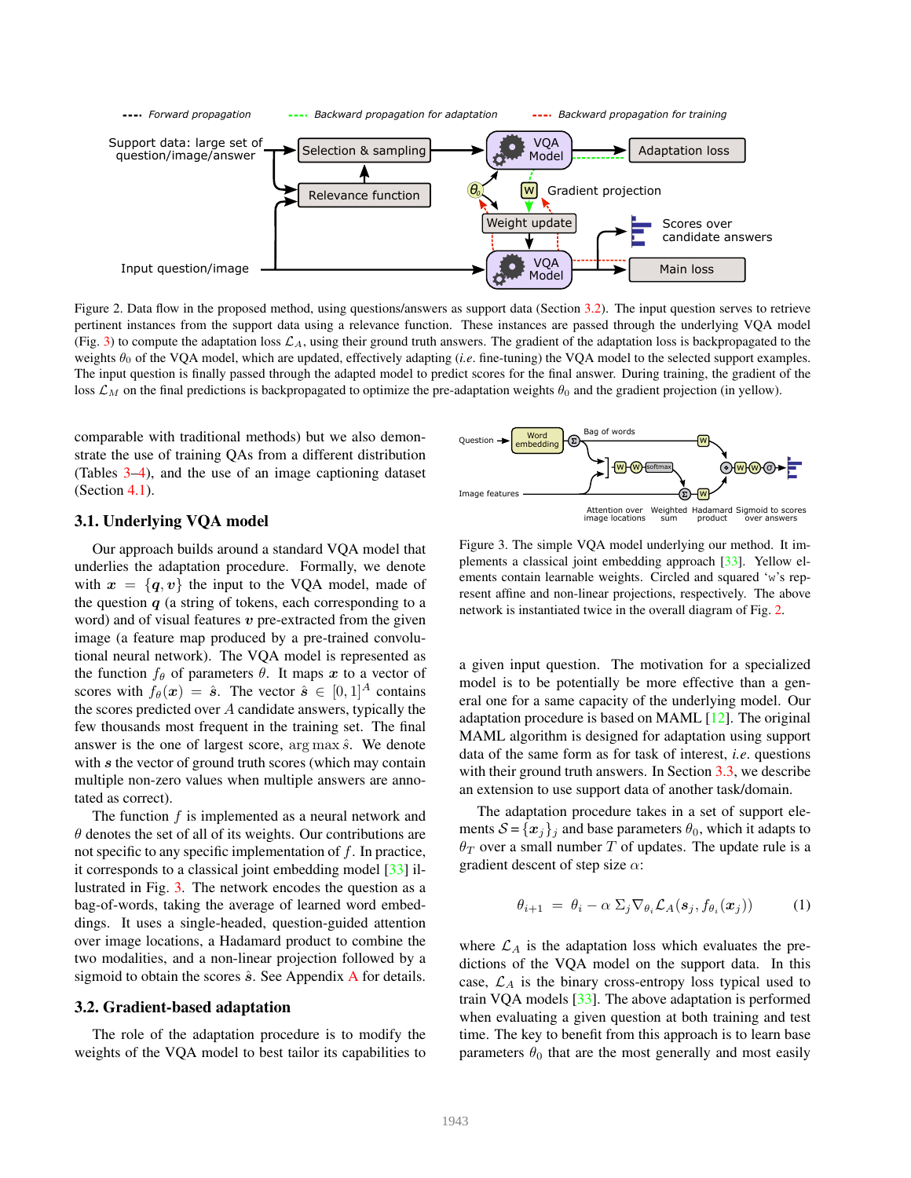Figure 2. Data flow in the proposed method, using questions/answers as support data (Section 3.2). The input question serves to retrieve pertinent instances from the support data using a relevance function. These instances are passed through the underlying VQA model (Fig. 3) to compute the adaptation loss $\mathcal{L}_A$, using their ground truth answers. The gradient of the adaptation loss is backpropagated to the weights $\theta_0$ of the VQA model, which are updated, effectively adapting (*i.e.* fine-tuning) the VQA model to the selected support examples. The input question is finally passed through the adapted model to predict scores for the final answer. During training, the gradient of the loss $\mathcal{L}_M$ on the final predictions is backpropagated to optimize the pre-adaptation weights $\theta_0$ and the gradient projection (in yellow).

comparable with traditional methods) but we also demonstrate the use of training QAs from a different distribution (Tables 3–4), and the use of an image captioning dataset (Section 4.1).

### 3.1. Underlying VQA model

Our approach builds around a standard VQA model that underlies the adaptation procedure. Formally, we denote with $\boldsymbol{x} = \{\boldsymbol{q}, \boldsymbol{v}\}$ the input to the VQA model, made of the question $\boldsymbol{q}$ (a string of tokens, each corresponding to a word) and of visual features $\boldsymbol{v}$ pre-extracted from the given image (a feature map produced by a pre-trained convolutional neural network). The VQA model is represented as the function $f_\theta$ of parameters $\theta$. It maps $\boldsymbol{x}$ to a vector of scores with $f_\theta(\boldsymbol{x}) = \hat{\boldsymbol{s}}$. The vector $\hat{\boldsymbol{s}} \in [0,1]^A$ contains the scores predicted over $A$ candidate answers, typically the few thousands most frequent in the training set. The final answer is the one of largest score, $\arg\max \hat{s}$. We denote with $\boldsymbol{s}$ the vector of ground truth scores (which may contain multiple non-zero values when multiple answers are annotated as correct).

The function $f$ is implemented as a neural network and $\theta$ denotes the set of all of its weights. Our contributions are not specific to any specific implementation of $f$. In practice, it corresponds to a classical joint embedding model [33] illustrated in Fig. 3. The network encodes the question as a bag-of-words, taking the average of learned word embeddings. It uses a single-headed, question-guided attention over image locations, a Hadamard product to combine the two modalities, and a non-linear projection followed by a sigmoid to obtain the scores $\hat{\boldsymbol{s}}$. See Appendix A for details.

### 3.2. Gradient-based adaptation

The role of the adaptation procedure is to modify the weights of the VQA model to best tailor its capabilities to a given input question. The motivation for a specialized model is to be potentially be more effective than a general one for a same capacity of the underlying model. Our adaptation procedure is based on MAML [12]. The original MAML algorithm is designed for adaptation using support data of the same form as for task of interest, *i.e.* questions with their ground truth answers. In Section 3.3, we describe an extension to use support data of another task/domain.

Figure 3. The simple VQA model underlying our method. It implements a classical joint embedding approach [33]. Yellow elements contain learnable weights. Circled and squared 'w's represent affine and non-linear projections, respectively. The above network is instantiated twice in the overall diagram of Fig. 2.

The adaptation procedure takes in a set of support elements $\mathcal{S} = \{\boldsymbol{x}_j\}_j$ and base parameters $\theta_0$, which it adapts to $\theta_T$ over a small number $T$ of updates. The update rule is a gradient descent of step size $\alpha$:

$$\theta_{i+1} \;=\; \theta_i - \alpha \; \Sigma_j \nabla_{\theta_i} \mathcal{L}_A(\boldsymbol{s}_j, f_{\theta_i}(\boldsymbol{x}_j)) \qquad (1)$$

where $\mathcal{L}_A$ is the adaptation loss which evaluates the predictions of the VQA model on the support data. In this case, $\mathcal{L}_A$ is the binary cross-entropy loss typical used to train VQA models [33]. The above adaptation is performed when evaluating a given question at both training and test time. The key to benefit from this approach is to learn base parameters $\theta_0$ that are the most generally and most easily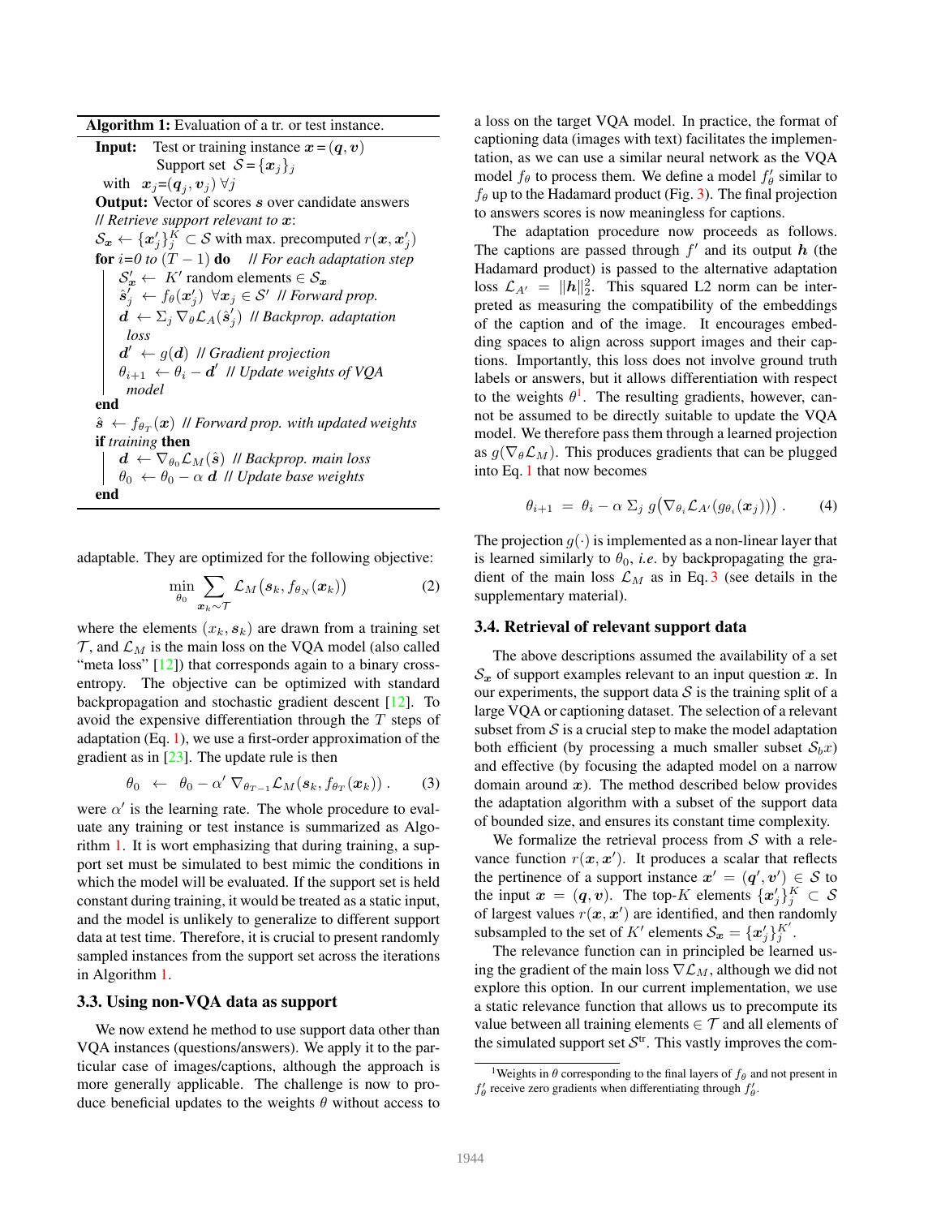**Algorithm 1:** Evaluation of a tr. or test instance.

**Input:** Test or training instance $\boldsymbol{x} = (\boldsymbol{q}, \boldsymbol{v})$
Support set $\mathcal{S} = \{\boldsymbol{x}_j\}_j$
with $\boldsymbol{x}_j$=$(\boldsymbol{q}_j, \boldsymbol{v}_j)\ \forall j$
**Output:** Vector of scores $\boldsymbol{s}$ over candidate answers
*// Retrieve support relevant to $\boldsymbol{x}$:*
$\mathcal{S}_{\boldsymbol{x}} \leftarrow \{\boldsymbol{x}'_j\}_j^K \subset \mathcal{S}$ with max. precomputed $r(\boldsymbol{x}, \boldsymbol{x}'_j)$
**for** *i=0 to (T − 1)* **do** *// For each adaptation step*
  $\mathcal{S}'_{\boldsymbol{x}} \leftarrow K'$ random elements $\in \mathcal{S}_{\boldsymbol{x}}$
  $\hat{\boldsymbol{s}}'_j \leftarrow f_\theta(\boldsymbol{x}'_j)\ \ \forall \boldsymbol{x}_j \in \mathcal{S}'$ *// Forward prop.*
  $\boldsymbol{d} \leftarrow \Sigma_j\, \nabla_\theta \mathcal{L}_A(\hat{\boldsymbol{s}}'_j)$ *// Backprop. adaptation loss*
  $\boldsymbol{d}' \leftarrow g(\boldsymbol{d})$ *// Gradient projection*
  $\theta_{i+1} \leftarrow \theta_i - \boldsymbol{d}'$ *// Update weights of VQA model*
**end**
$\hat{\boldsymbol{s}} \leftarrow f_{\theta_T}(\boldsymbol{x})$ *// Forward prop. with updated weights*
**if** *training* **then**
  $\boldsymbol{d} \leftarrow \nabla_{\theta_0} \mathcal{L}_M(\hat{\boldsymbol{s}})$ *// Backprop. main loss*
  $\theta_0 \leftarrow \theta_0 - \alpha\, \boldsymbol{d}$ *// Update base weights*
**end**

adaptable. They are optimized for the following objective:

$$\min_{\theta_0} \sum_{\boldsymbol{x}_k \sim \mathcal{T}} \mathcal{L}_M\big(\boldsymbol{s}_k, f_{\theta_N}(\boldsymbol{x}_k)\big) \tag{2}$$

where the elements $(x_k, \boldsymbol{s}_k)$ are drawn from a training set $\mathcal{T}$, and $\mathcal{L}_M$ is the main loss on the VQA model (also called "meta loss" [12]) that corresponds again to a binary cross-entropy. The objective can be optimized with standard backpropagation and stochastic gradient descent [12]. To avoid the expensive differentiation through the $T$ steps of adaptation (Eq. 1), we use a first-order approximation of the gradient as in [23]. The update rule is then

$$\theta_0 \;\;\leftarrow\;\; \theta_0 - \alpha'\, \nabla_{\theta_{T-1}} \mathcal{L}_M(\boldsymbol{s}_k, f_{\theta_T}(\boldsymbol{x}_k))\,. \tag{3}$$

were $\alpha'$ is the learning rate. The whole procedure to evaluate any training or test instance is summarized as Algorithm 1. It is wort emphasizing that during training, a support set must be simulated to best mimic the conditions in which the model will be evaluated. If the support set is held constant during training, it would be treated as a static input, and the model is unlikely to generalize to different support data at test time. Therefore, it is crucial to present randomly sampled instances from the support set across the iterations in Algorithm 1.

### 3.3. Using non-VQA data as support

We now extend he method to use support data other than VQA instances (questions/answers). We apply it to the particular case of images/captions, although the approach is more generally applicable. The challenge is now to produce beneficial updates to the weights $\theta$ without access to a loss on the target VQA model. In practice, the format of captioning data (images with text) facilitates the implementation, as we can use a similar neural network as the VQA model $f_\theta$ to process them. We define a model $f'_\theta$ similar to $f_\theta$ up to the Hadamard product (Fig. 3). The final projection to answers scores is now meaningless for captions.

The adaptation procedure now proceeds as follows. The captions are passed through $f'$ and its output $\boldsymbol{h}$ (the Hadamard product) is passed to the alternative adaptation loss $\mathcal{L}_{A'} = \|\boldsymbol{h}\|_2^2$. This squared L2 norm can be interpreted as measuring the compatibility of the embeddings of the caption and of the image. It encourages embedding spaces to align across support images and their captions. Importantly, this loss does not involve ground truth labels or answers, but it allows differentiation with respect to the weights $\theta$[1]. The resulting gradients, however, cannot be assumed to be directly suitable to update the VQA model. We therefore pass them through a learned projection as $g(\nabla_\theta \mathcal{L}_M)$. This produces gradients that can be plugged into Eq. 1 that now becomes

$$\theta_{i+1} \;=\; \theta_i - \alpha\; \Sigma_j\; g\big(\nabla_{\theta_i} \mathcal{L}_{A'}(g_{\theta_i}(\boldsymbol{x}_j))\big)\,. \tag{4}$$

The projection $g(\cdot)$ is implemented as a non-linear layer that is learned similarly to $\theta_0$, *i.e.* by backpropagating the gradient of the main loss $\mathcal{L}_M$ as in Eq. 3 (see details in the supplementary material).

### 3.4. Retrieval of relevant support data

The above descriptions assumed the availability of a set $\mathcal{S}_{\boldsymbol{x}}$ of support examples relevant to an input question $\boldsymbol{x}$. In our experiments, the support data $\mathcal{S}$ is the training split of a large VQA or captioning dataset. The selection of a relevant subset from $\mathcal{S}$ is a crucial step to make the model adaptation both efficient (by processing a much smaller subset $\mathcal{S}_b x$) and effective (by focusing the adapted model on a narrow domain around $\boldsymbol{x}$). The method described below provides the adaptation algorithm with a subset of the support data of bounded size, and ensures its constant time complexity.

We formalize the retrieval process from $\mathcal{S}$ with a relevance function $r(\boldsymbol{x}, \boldsymbol{x}')$. It produces a scalar that reflects the pertinence of a support instance $\boldsymbol{x}' = (\boldsymbol{q}', \boldsymbol{v}') \in \mathcal{S}$ to the input $\boldsymbol{x} = (\boldsymbol{q}, \boldsymbol{v})$. The top-$K$ elements $\{\boldsymbol{x}'_j\}_j^K \subset \mathcal{S}$ of largest values $r(\boldsymbol{x}, \boldsymbol{x}')$ are identified, and then randomly subsampled to the set of $K'$ elements $\mathcal{S}_{\boldsymbol{x}} = \{\boldsymbol{x}'_j\}_j^{K'}$.

The relevance function can in principled be learned using the gradient of the main loss $\nabla \mathcal{L}_M$, although we did not explore this option. In our current implementation, we use a static relevance function that allows us to precompute its value between all training elements $\in \mathcal{T}$ and all elements of the simulated support set $\mathcal{S}^{\text{tr}}$. This vastly improves the com-

[1] Weights in $\theta$ corresponding to the final layers of $f_\theta$ and not present in $f'_\theta$ receive zero gradients when differentiating through $f'_\theta$.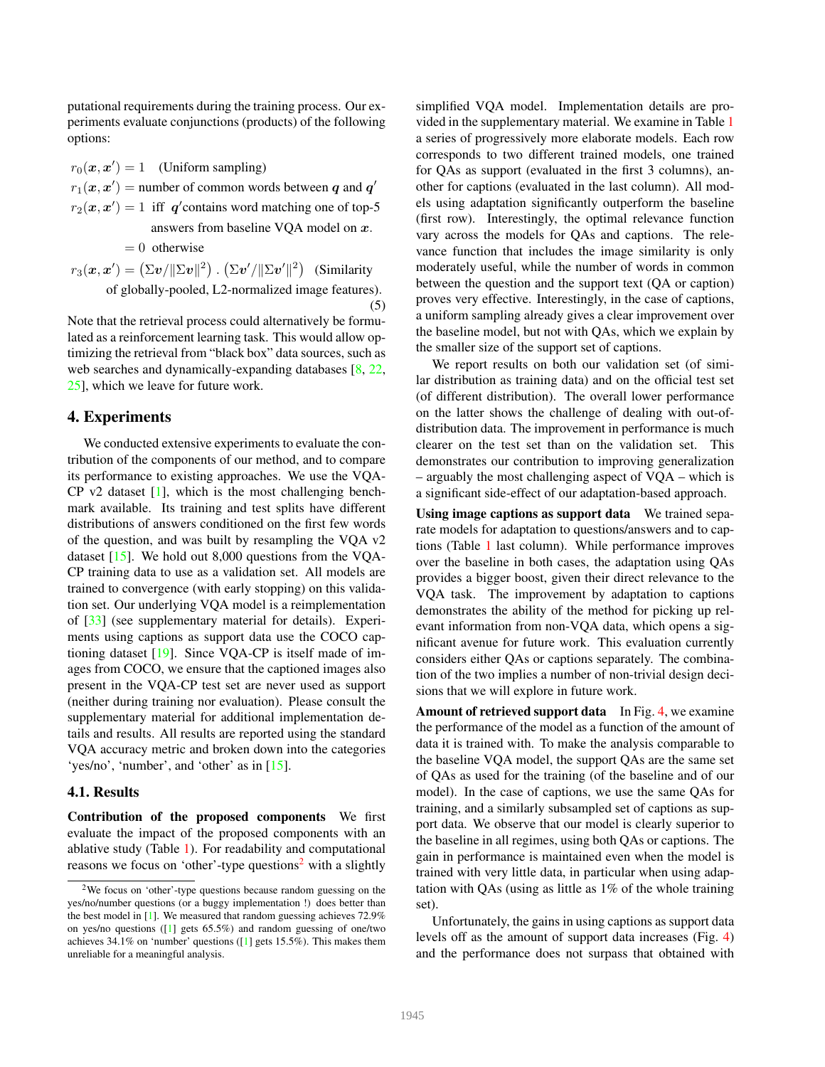putational requirements during the training process. Our experiments evaluate conjunctions (products) of the following options:

$$
\begin{aligned}
&r_0(\boldsymbol{x}, \boldsymbol{x}') = 1 \quad \text{(Uniform sampling)} \\
&r_1(\boldsymbol{x}, \boldsymbol{x}') = \text{number of common words between } \boldsymbol{q} \text{ and } \boldsymbol{q}' \\
&r_2(\boldsymbol{x}, \boldsymbol{x}') = 1 \;\text{ iff }\; \boldsymbol{q}' \text{contains word matching one of top-5} \\
&\qquad\qquad \text{answers from baseline VQA model on } \boldsymbol{x}. \\
&\qquad\quad\;\; = 0 \;\text{ otherwise} \\
&r_3(\boldsymbol{x}, \boldsymbol{x}') = \left(\Sigma \boldsymbol{v}/\|\Sigma \boldsymbol{v}\|^2\right) . \left(\Sigma \boldsymbol{v}'/\|\Sigma \boldsymbol{v}'\|^2\right) \quad \text{(Similarity} \\
&\qquad \text{of globally-pooled, L2-normalized image features).}
\end{aligned} \tag{5}
$$

Note that the retrieval process could alternatively be formulated as a reinforcement learning task. This would allow optimizing the retrieval from "black box" data sources, such as web searches and dynamically-expanding databases [8, 22, 25], which we leave for future work.

## 4. Experiments

We conducted extensive experiments to evaluate the contribution of the components of our method, and to compare its performance to existing approaches. We use the VQA-CP v2 dataset [1], which is the most challenging benchmark available. Its training and test splits have different distributions of answers conditioned on the first few words of the question, and was built by resampling the VQA v2 dataset [15]. We hold out 8,000 questions from the VQA-CP training data to use as a validation set. All models are trained to convergence (with early stopping) on this validation set. Our underlying VQA model is a reimplementation of [33] (see supplementary material for details). Experiments using captions as support data use the COCO captioning dataset [19]. Since VQA-CP is itself made of images from COCO, we ensure that the captioned images also present in the VQA-CP test set are never used as support (neither during training nor evaluation). Please consult the supplementary material for additional implementation details and results. All results are reported using the standard VQA accuracy metric and broken down into the categories 'yes/no', 'number', and 'other' as in [15].

### 4.1. Results

**Contribution of the proposed components** We first evaluate the impact of the proposed components with an ablative study (Table 1). For readability and computational reasons we focus on 'other'-type questions[2] with a slightly simplified VQA model. Implementation details are provided in the supplementary material. We examine in Table 1 a series of progressively more elaborate models. Each row corresponds to two different trained models, one trained for QAs as support (evaluated in the first 3 columns), another for captions (evaluated in the last column). All models using adaptation significantly outperform the baseline (first row). Interestingly, the optimal relevance function vary across the models for QAs and captions. The relevance function that includes the image similarity is only moderately useful, while the number of words in common between the question and the support text (QA or caption) proves very effective. Interestingly, in the case of captions, a uniform sampling already gives a clear improvement over the baseline model, but not with QAs, which we explain by the smaller size of the support set of captions.

We report results on both our validation set (of similar distribution as training data) and on the official test set (of different distribution). The overall lower performance on the latter shows the challenge of dealing with out-of-distribution data. The improvement in performance is much clearer on the test set than on the validation set. This demonstrates our contribution to improving generalization – arguably the most challenging aspect of VQA – which is a significant side-effect of our adaptation-based approach.

**Using image captions as support data** We trained separate models for adaptation to questions/answers and to captions (Table 1 last column). While performance improves over the baseline in both cases, the adaptation using QAs provides a bigger boost, given their direct relevance to the VQA task. The improvement by adaptation to captions demonstrates the ability of the method for picking up relevant information from non-VQA data, which opens a significant avenue for future work. This evaluation currently considers either QAs or captions separately. The combination of the two implies a number of non-trivial design decisions that we will explore in future work.

**Amount of retrieved support data** In Fig. 4, we examine the performance of the model as a function of the amount of data it is trained with. To make the analysis comparable to the baseline VQA model, the support QAs are the same set of QAs as used for the training (of the baseline and of our model). In the case of captions, we use the same QAs for training, and a similarly subsampled set of captions as support data. We observe that our model is clearly superior to the baseline in all regimes, using both QAs or captions. The gain in performance is maintained even when the model is trained with very little data, in particular when using adaptation with QAs (using as little as 1% of the whole training set).

Unfortunately, the gains in using captions as support data levels off as the amount of support data increases (Fig. 4) and the performance does not surpass that obtained with

[2] We focus on 'other'-type questions because random guessing on the yes/no/number questions (or a buggy implementation !) does better than the best model in [1]. We measured that random guessing achieves 72.9% on yes/no questions ([1] gets 65.5%) and random guessing of one/two achieves 34.1% on 'number' questions ([1] gets 15.5%). This makes them unreliable for a meaningful analysis.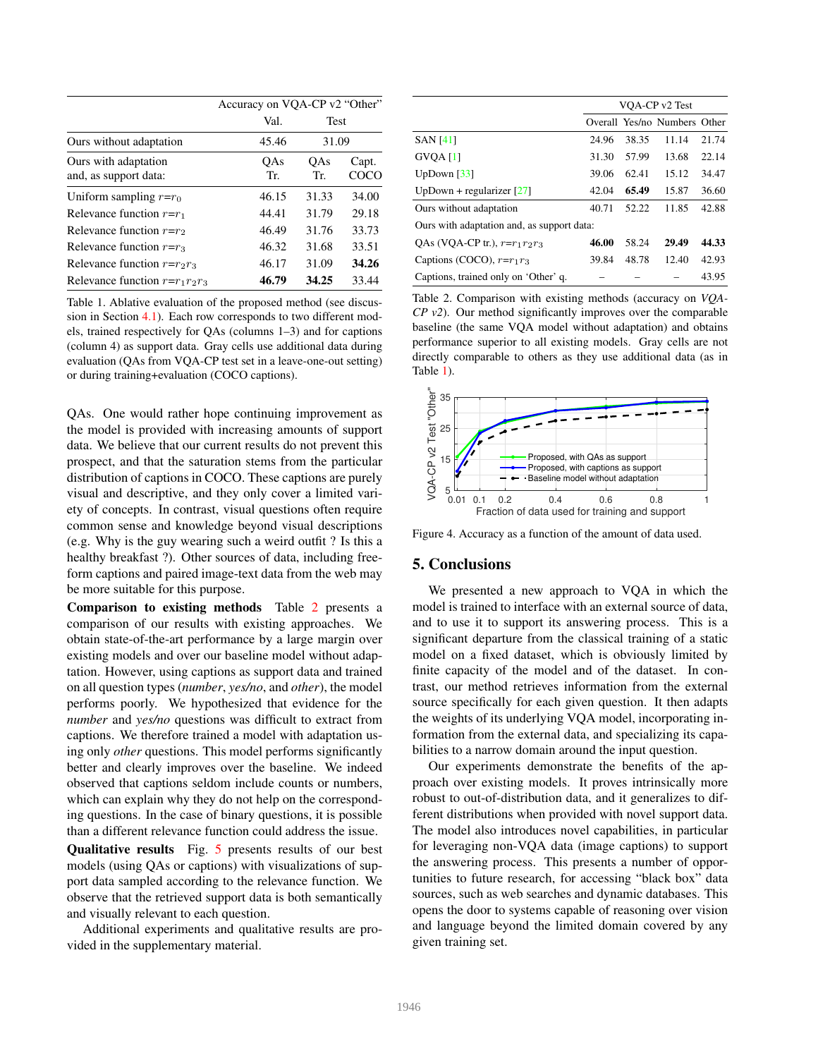| | Accuracy on VQA-CP v2 "Other" | | |
|---|---|---|---|
| | Val. | Test | |
| Ours without adaptation | 45.46 | 31.09 | |
| Ours with adaptation and, as support data: | QAs Tr. | QAs Tr. | Capt. COCO |
| Uniform sampling $r$=$r_0$ | 46.15 | 31.33 | 34.00 |
| Relevance function $r$=$r_1$ | 44.41 | 31.79 | 29.18 |
| Relevance function $r$=$r_2$ | 46.49 | 31.76 | 33.73 |
| Relevance function $r$=$r_3$ | 46.32 | 31.68 | 33.51 |
| Relevance function $r$=$r_2 r_3$ | 46.17 | 31.09 | **34.26** |
| Relevance function $r$=$r_1 r_2 r_3$ | **46.79** | **34.25** | 33.44 |

Table 1. Ablative evaluation of the proposed method (see discussion in Section 4.1). Each row corresponds to two different models, trained respectively for QAs (columns 1–3) and for captions (column 4) as support data. Gray cells use additional data during evaluation (QAs from VQA-CP test set in a leave-one-out setting) or during training+evaluation (COCO captions).

QAs. One would rather hope continuing improvement as the model is provided with increasing amounts of support data. We believe that our current results do not prevent this prospect, and that the saturation stems from the particular distribution of captions in COCO. These captions are purely visual and descriptive, and they only cover a limited variety of concepts. In contrast, visual questions often require common sense and knowledge beyond visual descriptions (e.g. Why is the guy wearing such a weird outfit ? Is this a healthy breakfast ?). Other sources of data, including free-form captions and paired image-text data from the web may be more suitable for this purpose.

**Comparison to existing methods** Table 2 presents a comparison of our results with existing approaches. We obtain state-of-the-art performance by a large margin over existing models and over our baseline model without adaptation. However, using captions as support data and trained on all question types (*number*, *yes/no*, and *other*), the model performs poorly. We hypothesized that evidence for the *number* and *yes/no* questions was difficult to extract from captions. We therefore trained a model with adaptation using only *other* questions. This model performs significantly better and clearly improves over the baseline. We indeed observed that captions seldom include counts or numbers, which can explain why they do not help on the corresponding questions. In the case of binary questions, it is possible than a different relevance function could address the issue.

**Qualitative results** Fig. 5 presents results of our best models (using QAs or captions) with visualizations of support data sampled according to the relevance function. We observe that the retrieved support data is both semantically and visually relevant to each question.

Additional experiments and qualitative results are provided in the supplementary material.

| | VQA-CP v2 Test | | | |
|---|---|---|---|---|
| | Overall | Yes/no | Numbers | Other |
| SAN [41] | 24.96 | 38.35 | 11.14 | 21.74 |
| GVQA [1] | 31.30 | 57.99 | 13.68 | 22.14 |
| UpDown [33] | 39.06 | 62.41 | 15.12 | 34.47 |
| UpDown + regularizer [27] | 42.04 | **65.49** | 15.87 | 36.60 |
| Ours without adaptation | 40.71 | 52.22 | 11.85 | 42.88 |
| Ours with adaptation and, as support data: | | | | |
| QAs (VQA-CP tr.), $r$=$r_1 r_2 r_3$ | **46.00** | 58.24 | **29.49** | **44.33** |
| Captions (COCO), $r$=$r_1 r_3$ | 39.84 | 48.78 | 12.40 | 42.93 |
| Captions, trained only on 'Other' q. | – | – | – | 43.95 |

Table 2. Comparison with existing methods (accuracy on *VQA-CP v2*). Our method significantly improves over the comparable baseline (the same VQA model without adaptation) and obtains performance superior to all existing models. Gray cells are not directly comparable to others as they use additional data (as in Table 1).

Figure 4. Accuracy as a function of the amount of data used.

## 5. Conclusions

We presented a new approach to VQA in which the model is trained to interface with an external source of data, and to use it to support its answering process. This is a significant departure from the classical training of a static model on a fixed dataset, which is obviously limited by finite capacity of the model and of the dataset. In contrast, our method retrieves information from the external source specifically for each given question. It then adapts the weights of its underlying VQA model, incorporating information from the external data, and specializing its capabilities to a narrow domain around the input question.

Our experiments demonstrate the benefits of the approach over existing models. It proves intrinsically more robust to out-of-distribution data, and it generalizes to different distributions when provided with novel support data. The model also introduces novel capabilities, in particular for leveraging non-VQA data (image captions) to support the answering process. This presents a number of opportunities to future research, for accessing "black box" data sources, such as web searches and dynamic databases. This opens the door to systems capable of reasoning over vision and language beyond the limited domain covered by any given training set.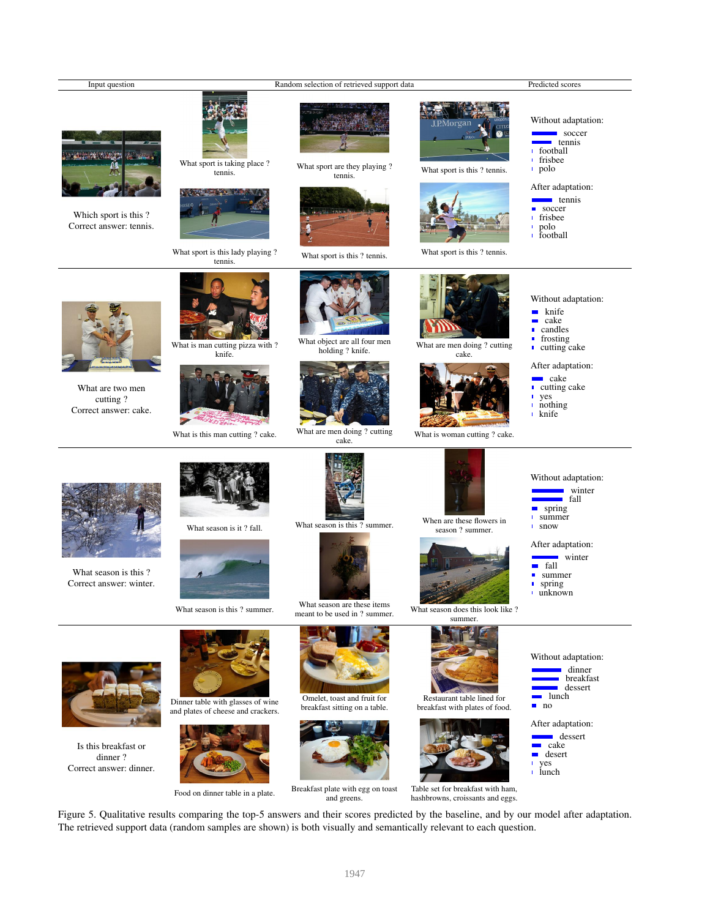| Input question | Random selection of retrieved support data | | | Predicted scores |
|---|---|---|---|---|
| Which sport is this ? Correct answer: tennis. | What sport is taking place ? tennis. | What sport are they playing ? tennis. | What sport is this ? tennis. | Without adaptation: soccer, tennis, football, frisbee, polo |
| | What sport is this lady playing ? tennis. | What sport is this ? tennis. | What sport is this ? tennis. | After adaptation: tennis, soccer, frisbee, polo, football |
| What are two men cutting ? Correct answer: cake. | What is man cutting pizza with ? knife. | What object are all four men holding ? knife. | What are men doing ? cutting cake. | Without adaptation: knife, cake, candles, frosting, cutting cake |
| | What is this man cutting ? cake. | What are men doing ? cutting cake. | What is woman cutting ? cake. | After adaptation: cake, cutting cake, yes, nothing, knife |
| What season is this ? Correct answer: winter. | What season is it ? fall. | What season is this ? summer. | When are these flowers in season ? summer. | Without adaptation: winter, fall, spring, summer, snow |
| | What season is this ? summer. | What season are these items meant to be used in ? summer. | What season does this look like ? summer. | After adaptation: winter, fall, summer, spring, unknown |
| Is this breakfast or dinner ? Correct answer: dinner. | Dinner table with glasses of wine and plates of cheese and crackers. | Omelet, toast and fruit for breakfast sitting on a table. | Restaurant table lined for breakfast with plates of food. | Without adaptation: dinner, breakfast, dessert, lunch, no |
| | Food on dinner table in a plate. | Breakfast plate with egg on toast and greens. | Table set for breakfast with ham, hashbrowns, croissants and eggs. | After adaptation: dessert, cake, desert, yes, lunch |

Figure 5. Qualitative results comparing the top-5 answers and their scores predicted by the baseline, and by our model after adaptation. The retrieved support data (random samples are shown) is both visually and semantically relevant to each question.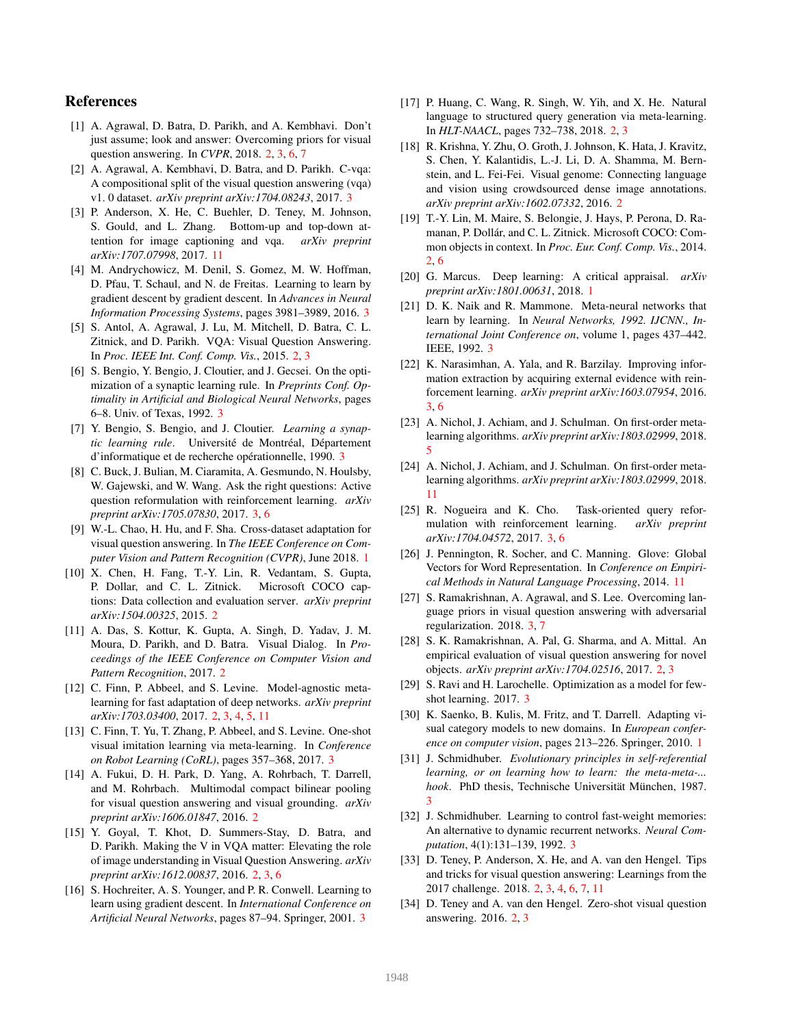## References

[1] A. Agrawal, D. Batra, D. Parikh, and A. Kembhavi. Don't just assume; look and answer: Overcoming priors for visual question answering. In *CVPR*, 2018. 2, 3, 6, 7

[2] A. Agrawal, A. Kembhavi, D. Batra, and D. Parikh. C-vqa: A compositional split of the visual question answering (vqa) v1. 0 dataset. *arXiv preprint arXiv:1704.08243*, 2017. 3

[3] P. Anderson, X. He, C. Buehler, D. Teney, M. Johnson, S. Gould, and L. Zhang. Bottom-up and top-down attention for image captioning and vqa. *arXiv preprint arXiv:1707.07998*, 2017. 11

[4] M. Andrychowicz, M. Denil, S. Gomez, M. W. Hoffman, D. Pfau, T. Schaul, and N. de Freitas. Learning to learn by gradient descent by gradient descent. In *Advances in Neural Information Processing Systems*, pages 3981–3989, 2016. 3

[5] S. Antol, A. Agrawal, J. Lu, M. Mitchell, D. Batra, C. L. Zitnick, and D. Parikh. VQA: Visual Question Answering. In *Proc. IEEE Int. Conf. Comp. Vis.*, 2015. 2, 3

[6] S. Bengio, Y. Bengio, J. Cloutier, and J. Gecsei. On the optimization of a synaptic learning rule. In *Preprints Conf. Optimality in Artificial and Biological Neural Networks*, pages 6–8. Univ. of Texas, 1992. 3

[7] Y. Bengio, S. Bengio, and J. Cloutier. *Learning a synaptic learning rule*. Université de Montréal, Département d'informatique et de recherche opérationnelle, 1990. 3

[8] C. Buck, J. Bulian, M. Ciaramita, A. Gesmundo, N. Houlsby, W. Gajewski, and W. Wang. Ask the right questions: Active question reformulation with reinforcement learning. *arXiv preprint arXiv:1705.07830*, 2017. 3, 6

[9] W.-L. Chao, H. Hu, and F. Sha. Cross-dataset adaptation for visual question answering. In *The IEEE Conference on Computer Vision and Pattern Recognition (CVPR)*, June 2018. 1

[10] X. Chen, H. Fang, T.-Y. Lin, R. Vedantam, S. Gupta, P. Dollar, and C. L. Zitnick. Microsoft COCO captions: Data collection and evaluation server. *arXiv preprint arXiv:1504.00325*, 2015. 2

[11] A. Das, S. Kottur, K. Gupta, A. Singh, D. Yadav, J. M. Moura, D. Parikh, and D. Batra. Visual Dialog. In *Proceedings of the IEEE Conference on Computer Vision and Pattern Recognition*, 2017. 2

[12] C. Finn, P. Abbeel, and S. Levine. Model-agnostic meta-learning for fast adaptation of deep networks. *arXiv preprint arXiv:1703.03400*, 2017. 2, 3, 4, 5, 11

[13] C. Finn, T. Yu, T. Zhang, P. Abbeel, and S. Levine. One-shot visual imitation learning via meta-learning. In *Conference on Robot Learning (CoRL)*, pages 357–368, 2017. 3

[14] A. Fukui, D. H. Park, D. Yang, A. Rohrbach, T. Darrell, and M. Rohrbach. Multimodal compact bilinear pooling for visual question answering and visual grounding. *arXiv preprint arXiv:1606.01847*, 2016. 2

[15] Y. Goyal, T. Khot, D. Summers-Stay, D. Batra, and D. Parikh. Making the V in VQA matter: Elevating the role of image understanding in Visual Question Answering. *arXiv preprint arXiv:1612.00837*, 2016. 2, 3, 6

[16] S. Hochreiter, A. S. Younger, and P. R. Conwell. Learning to learn using gradient descent. In *International Conference on Artificial Neural Networks*, pages 87–94. Springer, 2001. 3

[17] P. Huang, C. Wang, R. Singh, W. Yih, and X. He. Natural language to structured query generation via meta-learning. In *HLT-NAACL*, pages 732–738, 2018. 2, 3

[18] R. Krishna, Y. Zhu, O. Groth, J. Johnson, K. Hata, J. Kravitz, S. Chen, Y. Kalantidis, L.-J. Li, D. A. Shamma, M. Bernstein, and L. Fei-Fei. Visual genome: Connecting language and vision using crowdsourced dense image annotations. *arXiv preprint arXiv:1602.07332*, 2016. 2

[19] T.-Y. Lin, M. Maire, S. Belongie, J. Hays, P. Perona, D. Ramanan, P. Dollár, and C. L. Zitnick. Microsoft COCO: Common objects in context. In *Proc. Eur. Conf. Comp. Vis.*, 2014. 2, 6

[20] G. Marcus. Deep learning: A critical appraisal. *arXiv preprint arXiv:1801.00631*, 2018. 1

[21] D. K. Naik and R. Mammone. Meta-neural networks that learn by learning. In *Neural Networks, 1992. IJCNN., International Joint Conference on*, volume 1, pages 437–442. IEEE, 1992. 3

[22] K. Narasimhan, A. Yala, and R. Barzilay. Improving information extraction by acquiring external evidence with reinforcement learning. *arXiv preprint arXiv:1603.07954*, 2016. 3, 6

[23] A. Nichol, J. Achiam, and J. Schulman. On first-order meta-learning algorithms. *arXiv preprint arXiv:1803.02999*, 2018. 5

[24] A. Nichol, J. Achiam, and J. Schulman. On first-order meta-learning algorithms. *arXiv preprint arXiv:1803.02999*, 2018. 11

[25] R. Nogueira and K. Cho. Task-oriented query reformulation with reinforcement learning. *arXiv preprint arXiv:1704.04572*, 2017. 3, 6

[26] J. Pennington, R. Socher, and C. Manning. Glove: Global Vectors for Word Representation. In *Conference on Empirical Methods in Natural Language Processing*, 2014. 11

[27] S. Ramakrishnan, A. Agrawal, and S. Lee. Overcoming language priors in visual question answering with adversarial regularization. 2018. 3, 7

[28] S. K. Ramakrishnan, A. Pal, G. Sharma, and A. Mittal. An empirical evaluation of visual question answering for novel objects. *arXiv preprint arXiv:1704.02516*, 2017. 2, 3

[29] S. Ravi and H. Larochelle. Optimization as a model for few-shot learning. 2017. 3

[30] K. Saenko, B. Kulis, M. Fritz, and T. Darrell. Adapting visual category models to new domains. In *European conference on computer vision*, pages 213–226. Springer, 2010. 1

[31] J. Schmidhuber. *Evolutionary principles in self-referential learning, or on learning how to learn: the meta-meta-... hook*. PhD thesis, Technische Universität München, 1987. 3

[32] J. Schmidhuber. Learning to control fast-weight memories: An alternative to dynamic recurrent networks. *Neural Computation*, 4(1):131–139, 1992. 3

[33] D. Teney, P. Anderson, X. He, and A. van den Hengel. Tips and tricks for visual question answering: Learnings from the 2017 challenge. 2018. 2, 3, 4, 6, 7, 11

[34] D. Teney and A. van den Hengel. Zero-shot visual question answering. 2016. 2, 3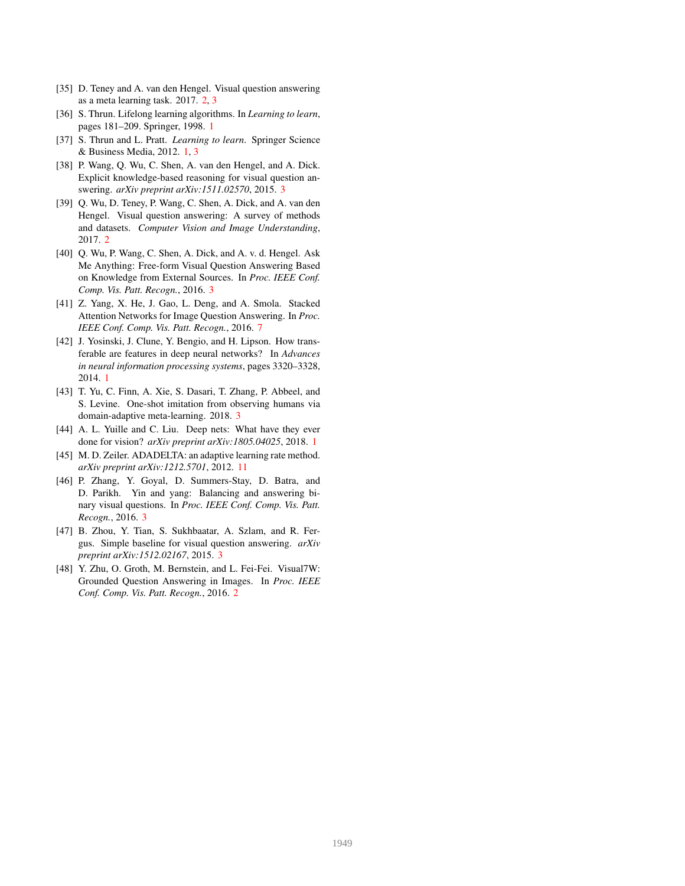[35] D. Teney and A. van den Hengel. Visual question answering as a meta learning task. 2017. 2, 3

[36] S. Thrun. Lifelong learning algorithms. In *Learning to learn*, pages 181–209. Springer, 1998. 1

[37] S. Thrun and L. Pratt. *Learning to learn*. Springer Science & Business Media, 2012. 1, 3

[38] P. Wang, Q. Wu, C. Shen, A. van den Hengel, and A. Dick. Explicit knowledge-based reasoning for visual question answering. *arXiv preprint arXiv:1511.02570*, 2015. 3

[39] Q. Wu, D. Teney, P. Wang, C. Shen, A. Dick, and A. van den Hengel. Visual question answering: A survey of methods and datasets. *Computer Vision and Image Understanding*, 2017. 2

[40] Q. Wu, P. Wang, C. Shen, A. Dick, and A. v. d. Hengel. Ask Me Anything: Free-form Visual Question Answering Based on Knowledge from External Sources. In *Proc. IEEE Conf. Comp. Vis. Patt. Recogn.*, 2016. 3

[41] Z. Yang, X. He, J. Gao, L. Deng, and A. Smola. Stacked Attention Networks for Image Question Answering. In *Proc. IEEE Conf. Comp. Vis. Patt. Recogn.*, 2016. 7

[42] J. Yosinski, J. Clune, Y. Bengio, and H. Lipson. How transferable are features in deep neural networks? In *Advances in neural information processing systems*, pages 3320–3328, 2014. 1

[43] T. Yu, C. Finn, A. Xie, S. Dasari, T. Zhang, P. Abbeel, and S. Levine. One-shot imitation from observing humans via domain-adaptive meta-learning. 2018. 3

[44] A. L. Yuille and C. Liu. Deep nets: What have they ever done for vision? *arXiv preprint arXiv:1805.04025*, 2018. 1

[45] M. D. Zeiler. ADADELTA: an adaptive learning rate method. *arXiv preprint arXiv:1212.5701*, 2012. 11

[46] P. Zhang, Y. Goyal, D. Summers-Stay, D. Batra, and D. Parikh. Yin and yang: Balancing and answering binary visual questions. In *Proc. IEEE Conf. Comp. Vis. Patt. Recogn.*, 2016. 3

[47] B. Zhou, Y. Tian, S. Sukhbaatar, A. Szlam, and R. Fergus. Simple baseline for visual question answering. *arXiv preprint arXiv:1512.02167*, 2015. 3

[48] Y. Zhu, O. Groth, M. Bernstein, and L. Fei-Fei. Visual7W: Grounded Question Answering in Images. In *Proc. IEEE Conf. Comp. Vis. Patt. Recogn.*, 2016. 2